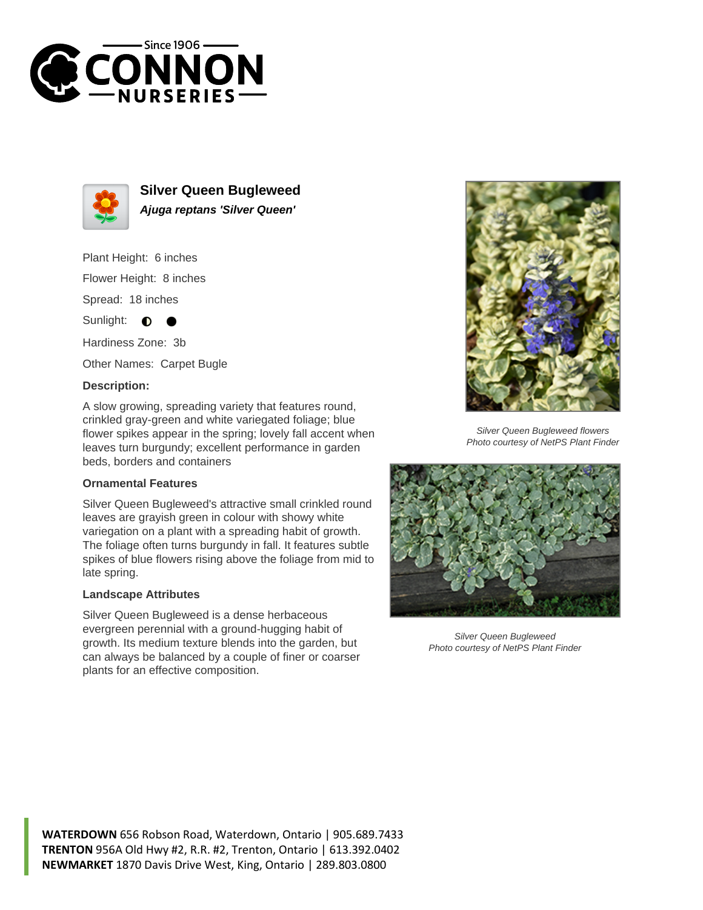# Silver Queen Bugleweed

***Ajuga reptans 'Silver Queen'***

Plant Height: 6 inches

Flower Height: 8 inches

Spread: 18 inches

Sunlight: ◐ ●

Hardiness Zone: 3b

Other Names: Carpet Bugle

### Description:

A slow growing, spreading variety that features round, crinkled gray-green and white variegated foliage; blue flower spikes appear in the spring; lovely fall accent when leaves turn burgundy; excellent performance in garden beds, borders and containers

### Ornamental Features

Silver Queen Bugleweed's attractive small crinkled round leaves are grayish green in colour with showy white variegation on a plant with a spreading habit of growth. The foliage often turns burgundy in fall. It features subtle spikes of blue flowers rising above the foliage from mid to late spring.

### Landscape Attributes

Silver Queen Bugleweed is a dense herbaceous evergreen perennial with a ground-hugging habit of growth. Its medium texture blends into the garden, but can always be balanced by a couple of finer or coarser plants for an effective composition.

*Silver Queen Bugleweed flowers*
*Photo courtesy of NetPS Plant Finder*

*Silver Queen Bugleweed*
*Photo courtesy of NetPS Plant Finder*

**WATERDOWN** 656 Robson Road, Waterdown, Ontario | 905.689.7433
**TRENTON** 956A Old Hwy #2, R.R. #2, Trenton, Ontario | 613.392.0402
**NEWMARKET** 1870 Davis Drive West, King, Ontario | 289.803.0800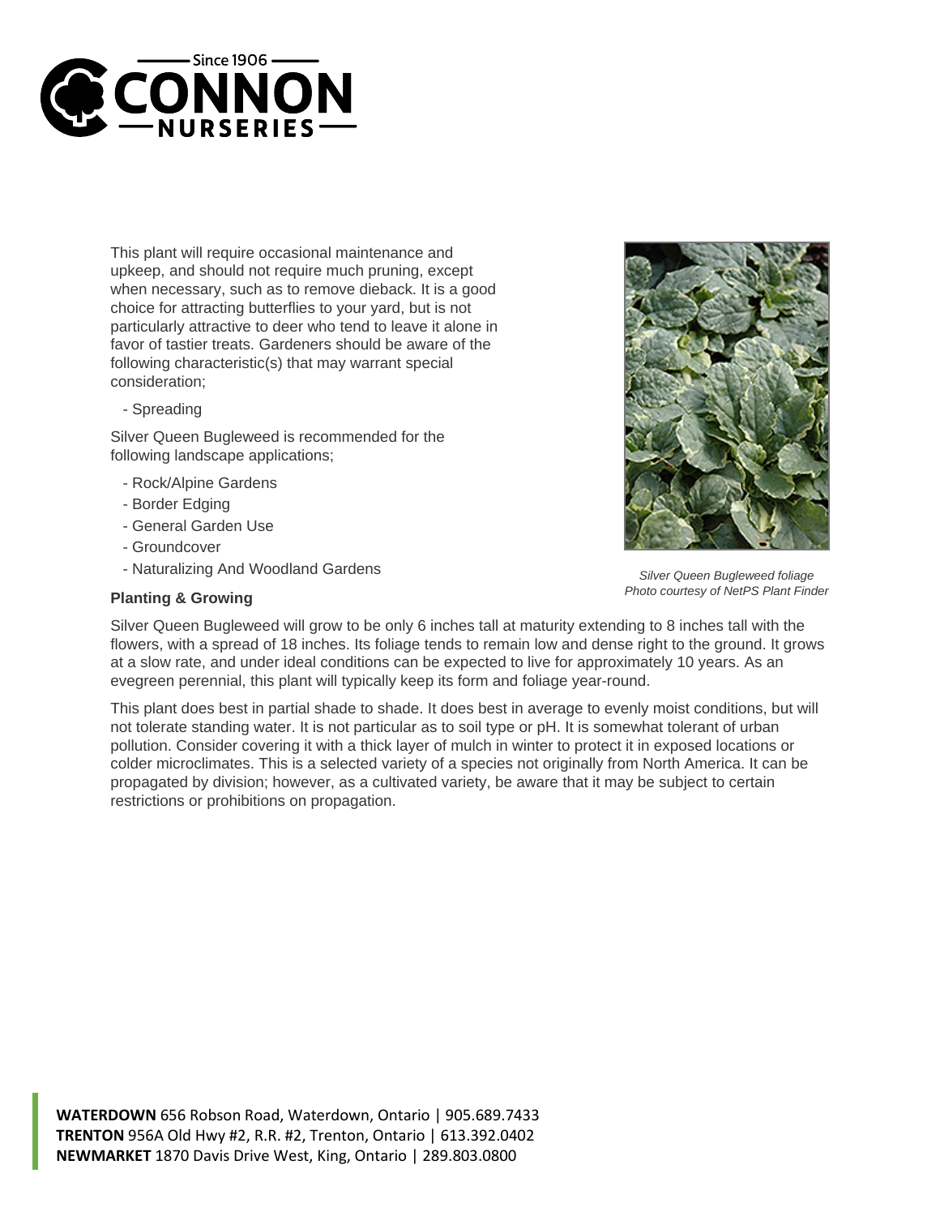This plant will require occasional maintenance and upkeep, and should not require much pruning, except when necessary, such as to remove dieback. It is a good choice for attracting butterflies to your yard, but is not particularly attractive to deer who tend to leave it alone in favor of tastier treats. Gardeners should be aware of the following characteristic(s) that may warrant special consideration;

- Spreading

Silver Queen Bugleweed is recommended for the following landscape applications;

- Rock/Alpine Gardens
- Border Edging
- General Garden Use
- Groundcover
- Naturalizing And Woodland Gardens

*Silver Queen Bugleweed foliage*
*Photo courtesy of NetPS Plant Finder*

**Planting & Growing**

Silver Queen Bugleweed will grow to be only 6 inches tall at maturity extending to 8 inches tall with the flowers, with a spread of 18 inches. Its foliage tends to remain low and dense right to the ground. It grows at a slow rate, and under ideal conditions can be expected to live for approximately 10 years. As an evegreen perennial, this plant will typically keep its form and foliage year-round.

This plant does best in partial shade to shade. It does best in average to evenly moist conditions, but will not tolerate standing water. It is not particular as to soil type or pH. It is somewhat tolerant of urban pollution. Consider covering it with a thick layer of mulch in winter to protect it in exposed locations or colder microclimates. This is a selected variety of a species not originally from North America. It can be propagated by division; however, as a cultivated variety, be aware that it may be subject to certain restrictions or prohibitions on propagation.